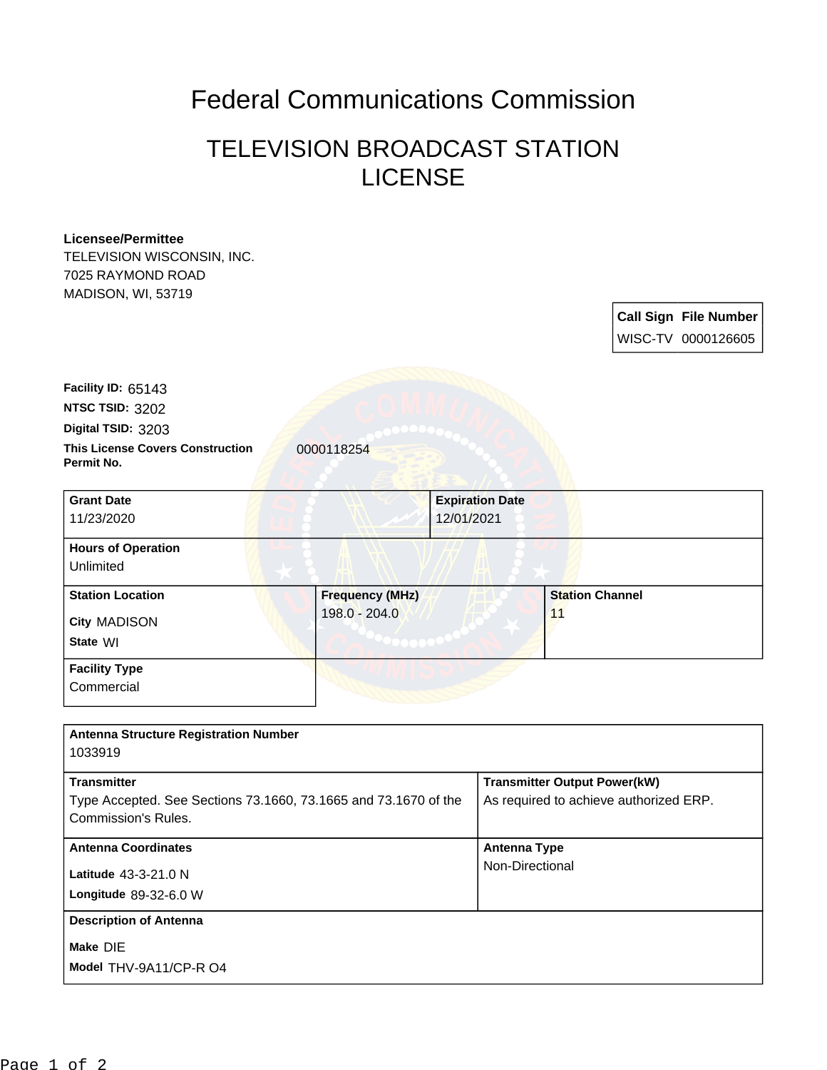# Federal Communications Commission

## TELEVISION BROADCAST STATION LICENSE

**Licensee/Permittee**
TELEVISION WISCONSIN, INC.
7025 RAYMOND ROAD
MADISON, WI, 53719

| Call Sign | File Number |
|---|---|
| WISC-TV | 0000126605 |

**Facility ID:** 65143
**NTSC TSID:** 3202
**Digital TSID:** 3203
**This License Covers Construction Permit No.** 0000118254

| Grant Date | Expiration Date |
|---|---|
| 11/23/2020 | 12/01/2021 |

**Hours of Operation**
Unlimited

| Station Location | Frequency (MHz) | Station Channel |
|---|---|---|
| City MADISON<br>State WI | 198.0 - 204.0 | 11 |

**Facility Type**
Commercial

**Antenna Structure Registration Number**
1033919

| Transmitter | Transmitter Output Power(kW) |
|---|---|
| Type Accepted. See Sections 73.1660, 73.1665 and 73.1670 of the Commission's Rules. | As required to achieve authorized ERP. |

| Antenna Coordinates | Antenna Type |
|---|---|
| Latitude 43-3-21.0 N<br>Longitude 89-32-6.0 W | Non-Directional |

**Description of Antenna**
**Make** DIE
**Model** THV-9A11/CP-R O4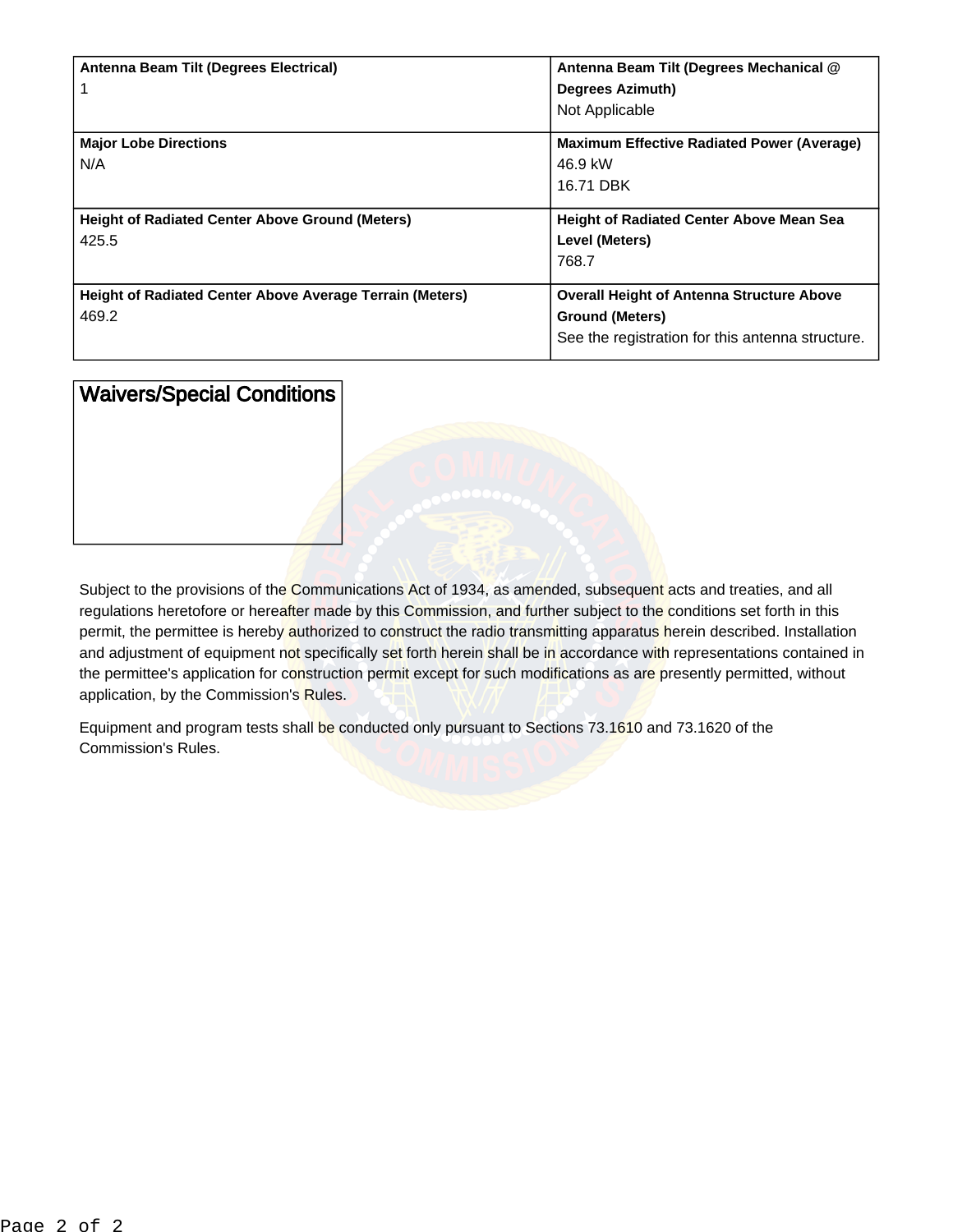| | |
|---|---|
| **Antenna Beam Tilt (Degrees Electrical)**<br>1 | **Antenna Beam Tilt (Degrees Mechanical @ Degrees Azimuth)**<br>Not Applicable |
| **Major Lobe Directions**<br>N/A | **Maximum Effective Radiated Power (Average)**<br>46.9 kW<br>16.71 DBK |
| **Height of Radiated Center Above Ground (Meters)**<br>425.5 | **Height of Radiated Center Above Mean Sea Level (Meters)**<br>768.7 |
| **Height of Radiated Center Above Average Terrain (Meters)**<br>469.2 | **Overall Height of Antenna Structure Above Ground (Meters)**<br>See the registration for this antenna structure. |

## Waivers/Special Conditions

Subject to the provisions of the Communications Act of 1934, as amended, subsequent acts and treaties, and all regulations heretofore or hereafter made by this Commission, and further subject to the conditions set forth in this permit, the permittee is hereby authorized to construct the radio transmitting apparatus herein described. Installation and adjustment of equipment not specifically set forth herein shall be in accordance with representations contained in the permittee's application for construction permit except for such modifications as are presently permitted, without application, by the Commission's Rules.

Equipment and program tests shall be conducted only pursuant to Sections 73.1610 and 73.1620 of the Commission's Rules.